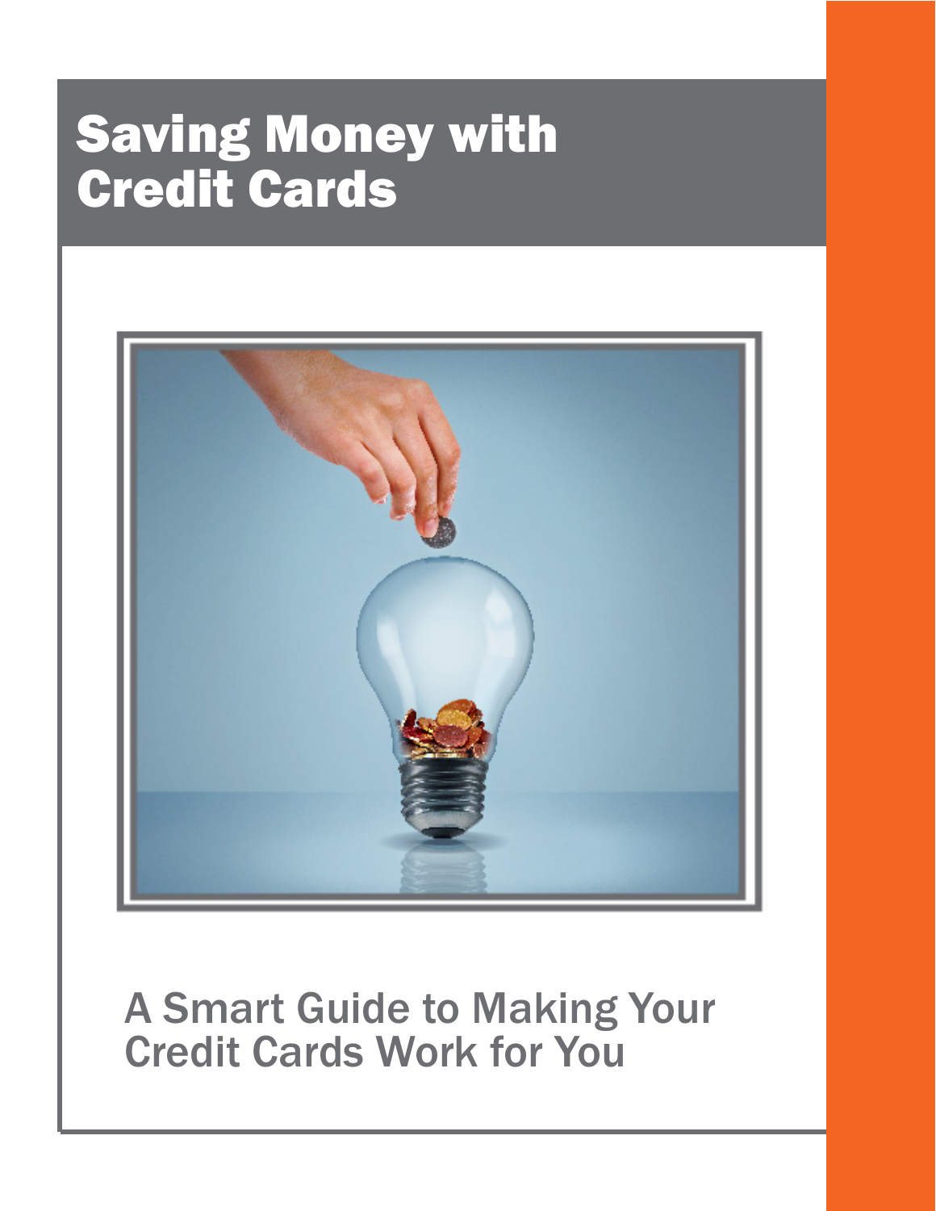# Saving Money with Credit Cards

A Smart Guide to Making Your Credit Cards Work for You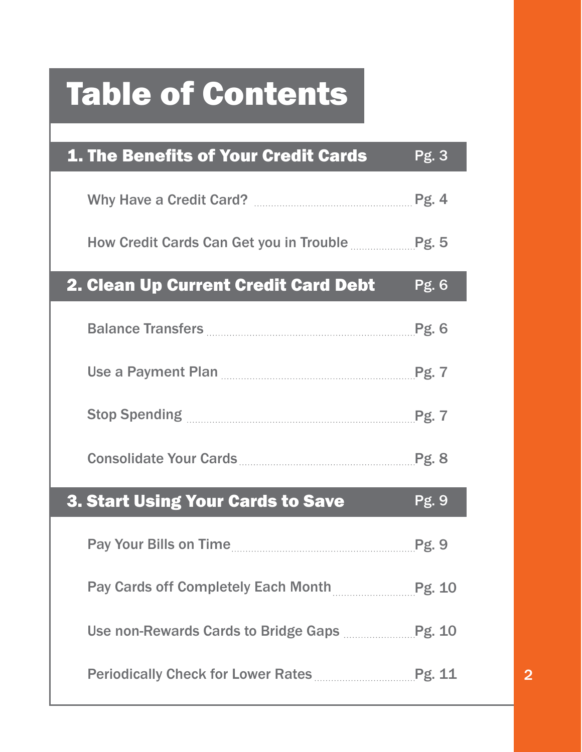# Table of Contents

## 1. The Benefits of Your Credit Cards — Pg. 3

- Why Have a Credit Card? ........ Pg. 4
- How Credit Cards Can Get you in Trouble ........ Pg. 5

## 2. Clean Up Current Credit Card Debt — Pg. 6

- Balance Transfers ........ Pg. 6
- Use a Payment Plan ........ Pg. 7
- Stop Spending ........ Pg. 7
- Consolidate Your Cards ........ Pg. 8

## 3. Start Using Your Cards to Save — Pg. 9

- Pay Your Bills on Time ........ Pg. 9
- Pay Cards off Completely Each Month ........ Pg. 10
- Use non-Rewards Cards to Bridge Gaps ........ Pg. 10
- Periodically Check for Lower Rates ........ Pg. 11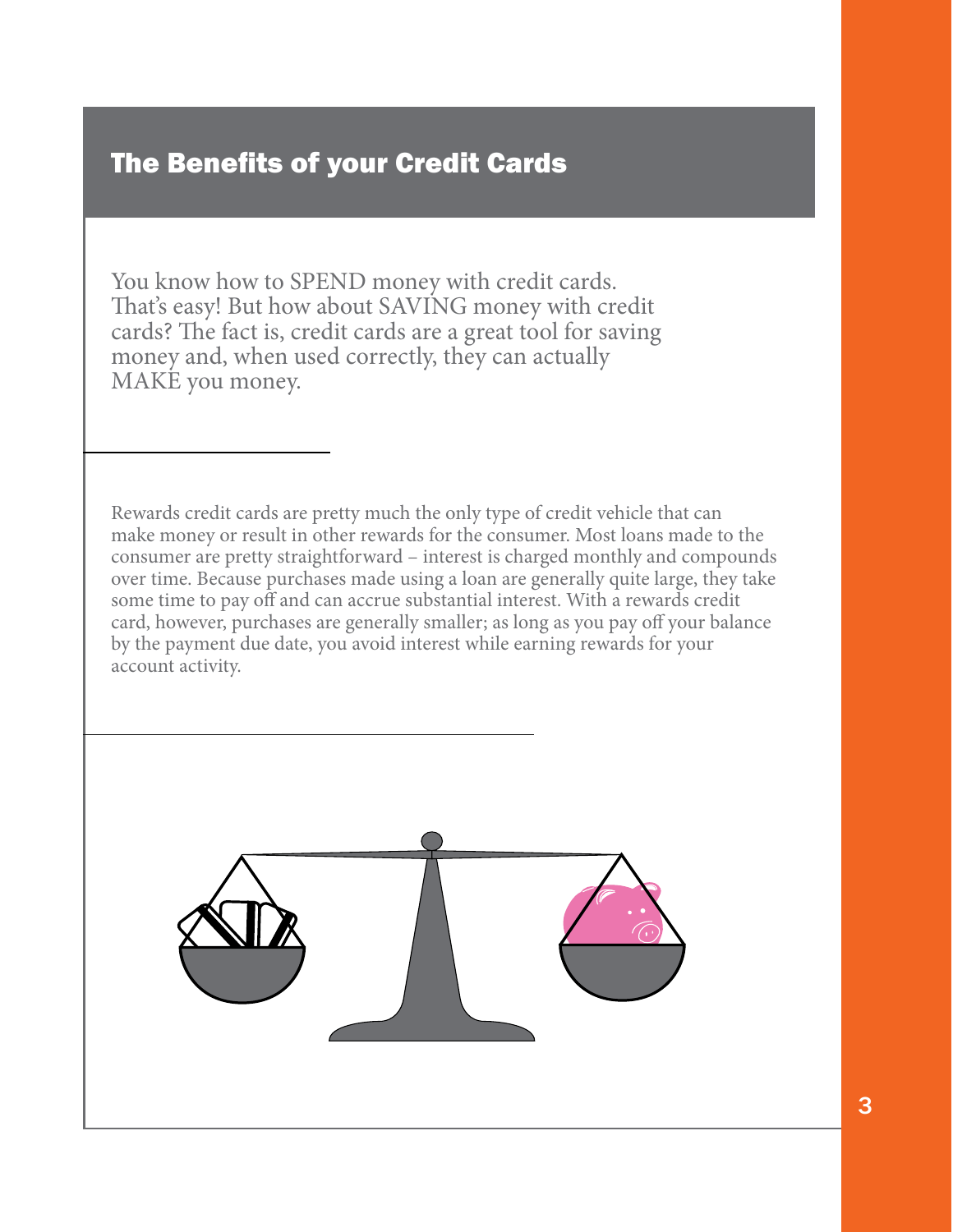## The Benefits of your Credit Cards

You know how to SPEND money with credit cards. That's easy! But how about SAVING money with credit cards? The fact is, credit cards are a great tool for saving money and, when used correctly, they can actually MAKE you money.

Rewards credit cards are pretty much the only type of credit vehicle that can make money or result in other rewards for the consumer. Most loans made to the consumer are pretty straightforward – interest is charged monthly and compounds over time. Because purchases made using a loan are generally quite large, they take some time to pay off and can accrue substantial interest. With a rewards credit card, however, purchases are generally smaller; as long as you pay off your balance by the payment due date, you avoid interest while earning rewards for your account activity.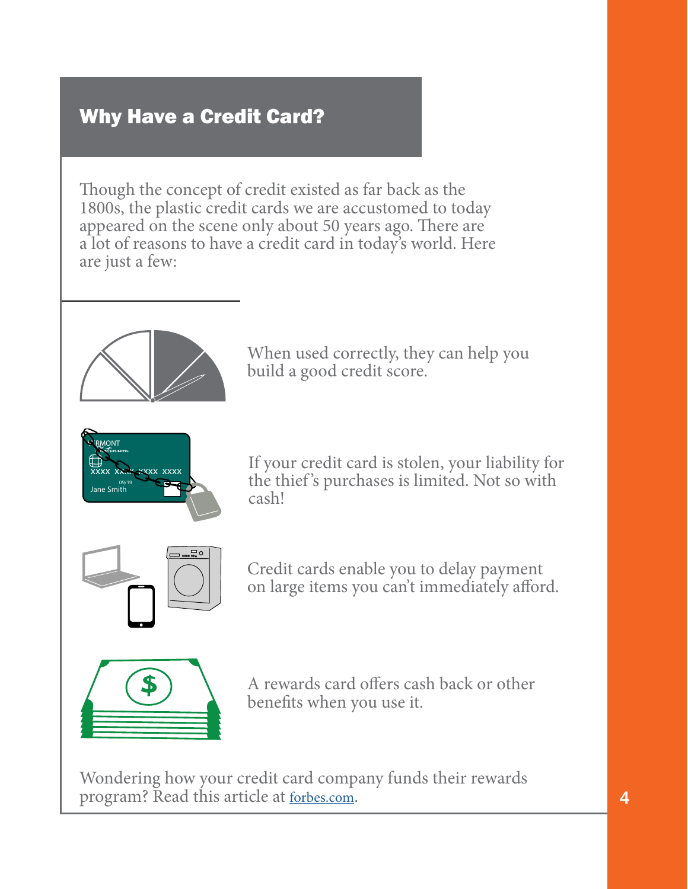## Why Have a Credit Card?

Though the concept of credit existed as far back as the 1800s, the plastic credit cards we are accustomed to today appeared on the scene only about 50 years ago. There are a lot of reasons to have a credit card in today's world. Here are just a few:

When used correctly, they can help you build a good credit score.

If your credit card is stolen, your liability for the thief's purchases is limited. Not so with cash!

Credit cards enable you to delay payment on large items you can't immediately afford.

A rewards card offers cash back or other benefits when you use it.

Wondering how your credit card company funds their rewards program? Read this article at forbes.com.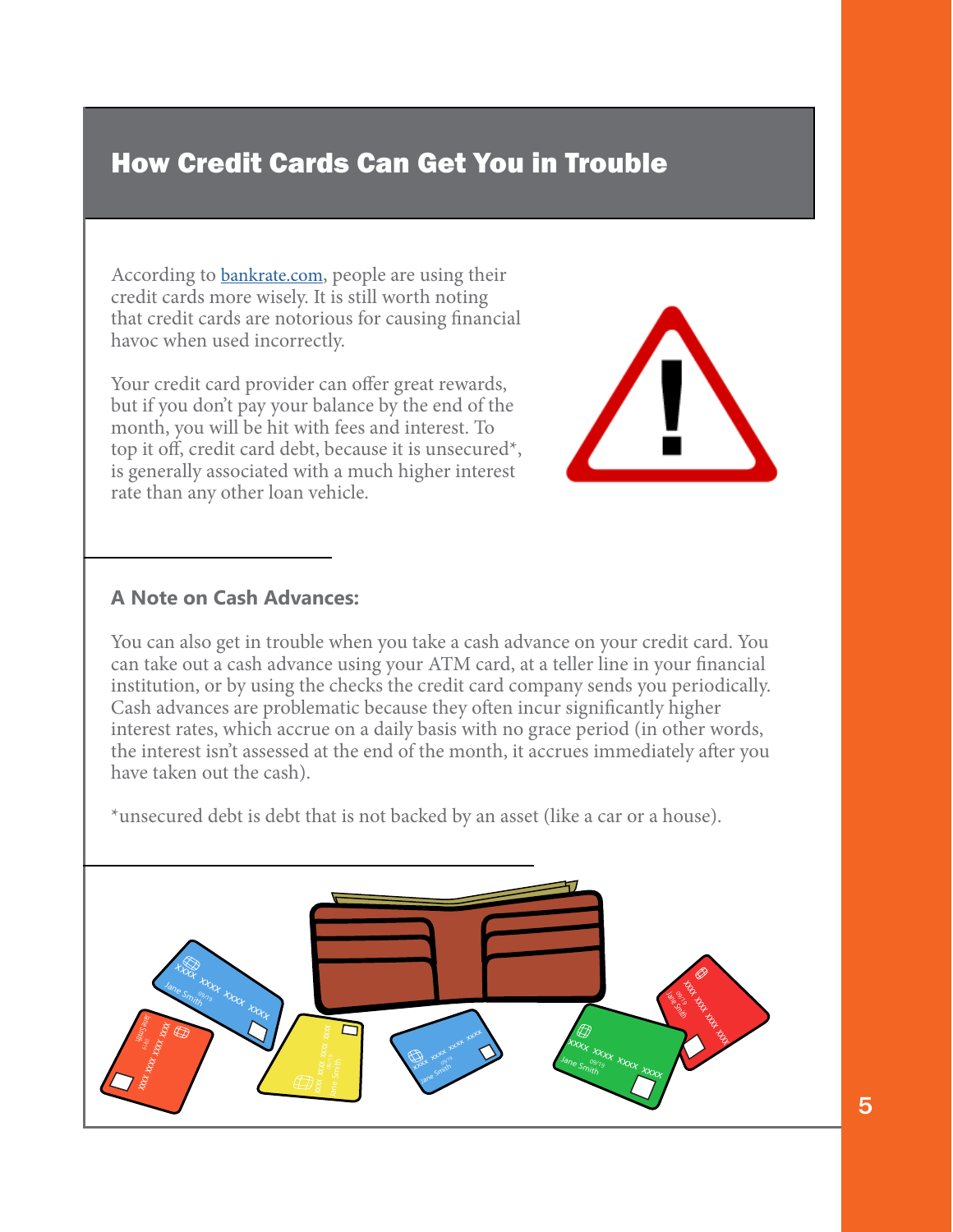# How Credit Cards Can Get You in Trouble

According to bankrate.com, people are using their credit cards more wisely. It is still worth noting that credit cards are notorious for causing financial havoc when used incorrectly.

Your credit card provider can offer great rewards, but if you don't pay your balance by the end of the month, you will be hit with fees and interest. To top it off, credit card debt, because it is unsecured*, is generally associated with a much higher interest rate than any other loan vehicle.

### A Note on Cash Advances:

You can also get in trouble when you take a cash advance on your credit card. You can take out a cash advance using your ATM card, at a teller line in your financial institution, or by using the checks the credit card company sends you periodically. Cash advances are problematic because they often incur significantly higher interest rates, which accrue on a daily basis with no grace period (in other words, the interest isn't assessed at the end of the month, it accrues immediately after you have taken out the cash).

*unsecured debt is debt that is not backed by an asset (like a car or a house).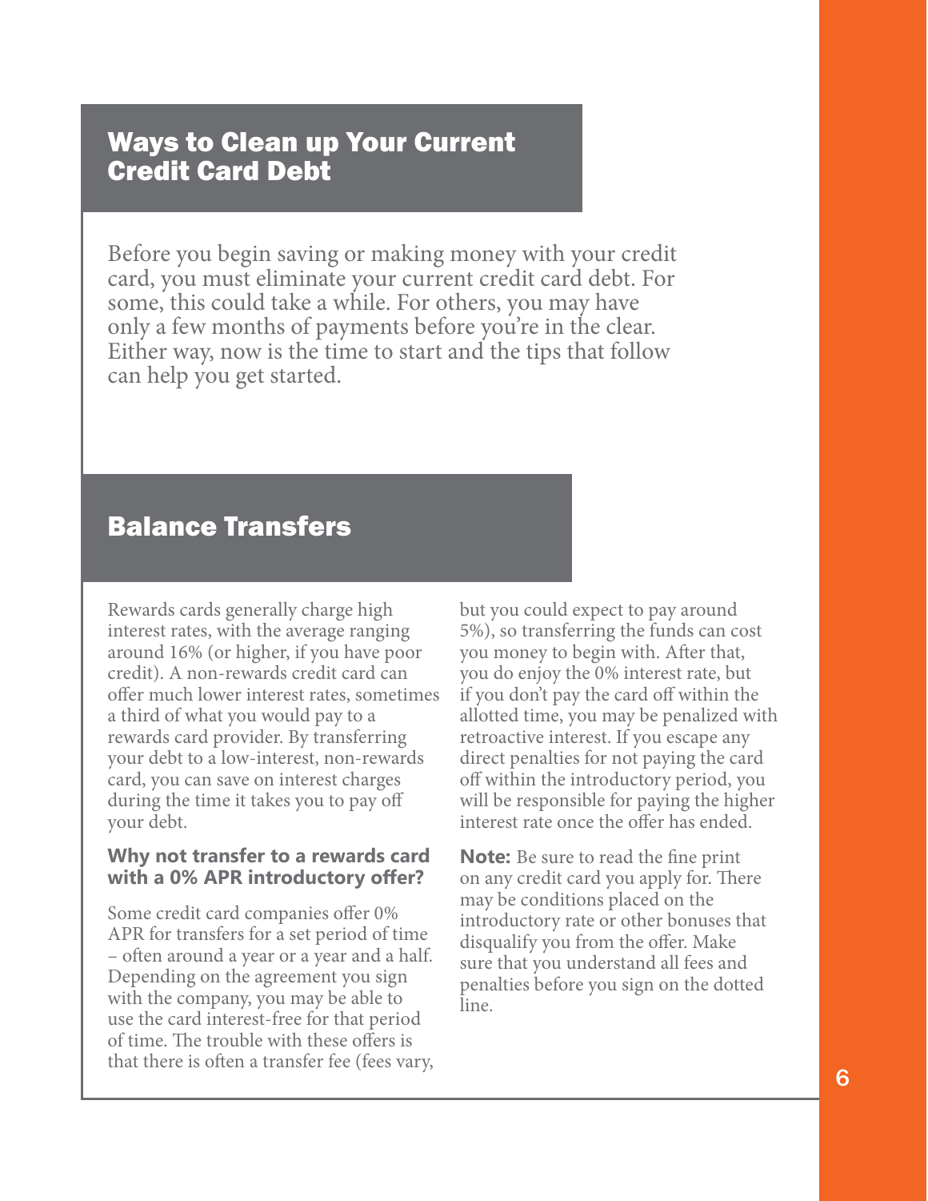## Ways to Clean up Your Current Credit Card Debt

Before you begin saving or making money with your credit card, you must eliminate your current credit card debt. For some, this could take a while. For others, you may have only a few months of payments before you're in the clear. Either way, now is the time to start and the tips that follow can help you get started.

## Balance Transfers

Rewards cards generally charge high interest rates, with the average ranging around 16% (or higher, if you have poor credit). A non-rewards credit card can offer much lower interest rates, sometimes a third of what you would pay to a rewards card provider. By transferring your debt to a low-interest, non-rewards card, you can save on interest charges during the time it takes you to pay off your debt.

### Why not transfer to a rewards card with a 0% APR introductory offer?

Some credit card companies offer 0% APR for transfers for a set period of time – often around a year or a year and a half. Depending on the agreement you sign with the company, you may be able to use the card interest-free for that period of time. The trouble with these offers is that there is often a transfer fee (fees vary, but you could expect to pay around 5%), so transferring the funds can cost you money to begin with. After that, you do enjoy the 0% interest rate, but if you don't pay the card off within the allotted time, you may be penalized with retroactive interest. If you escape any direct penalties for not paying the card off within the introductory period, you will be responsible for paying the higher interest rate once the offer has ended.

**Note:** Be sure to read the fine print on any credit card you apply for. There may be conditions placed on the introductory rate or other bonuses that disqualify you from the offer. Make sure that you understand all fees and penalties before you sign on the dotted line.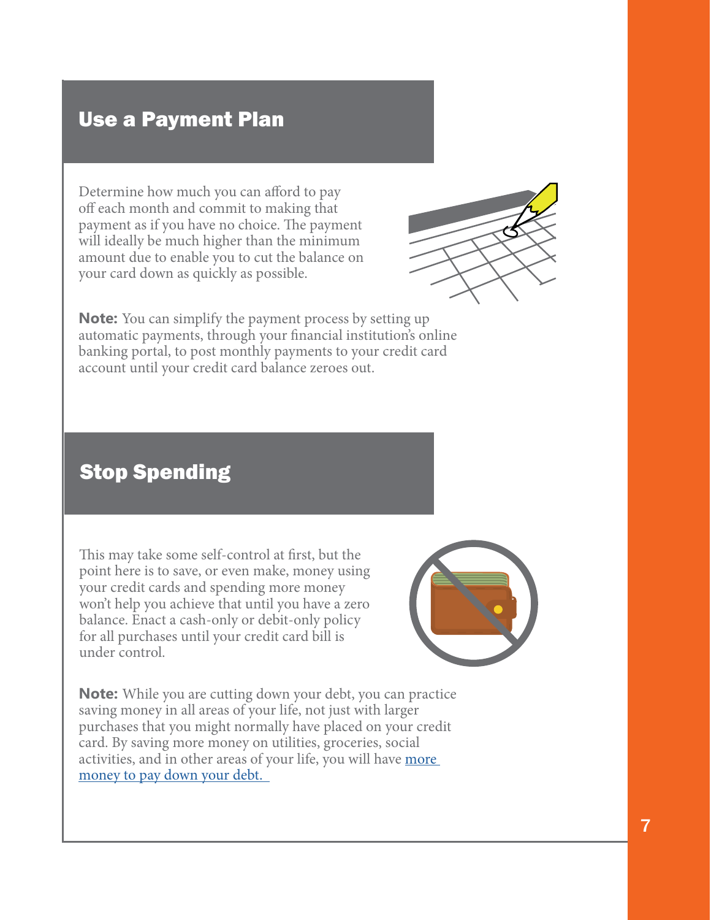## Use a Payment Plan

Determine how much you can afford to pay off each month and commit to making that payment as if you have no choice. The payment will ideally be much higher than the minimum amount due to enable you to cut the balance on your card down as quickly as possible.

**Note:** You can simplify the payment process by setting up automatic payments, through your financial institution's online banking portal, to post monthly payments to your credit card account until your credit card balance zeroes out.

## Stop Spending

This may take some self-control at first, but the point here is to save, or even make, money using your credit cards and spending more money won't help you achieve that until you have a zero balance. Enact a cash-only or debit-only policy for all purchases until your credit card bill is under control.

**Note:** While you are cutting down your debt, you can practice saving money in all areas of your life, not just with larger purchases that you might normally have placed on your credit card. By saving more money on utilities, groceries, social activities, and in other areas of your life, you will have more money to pay down your debt.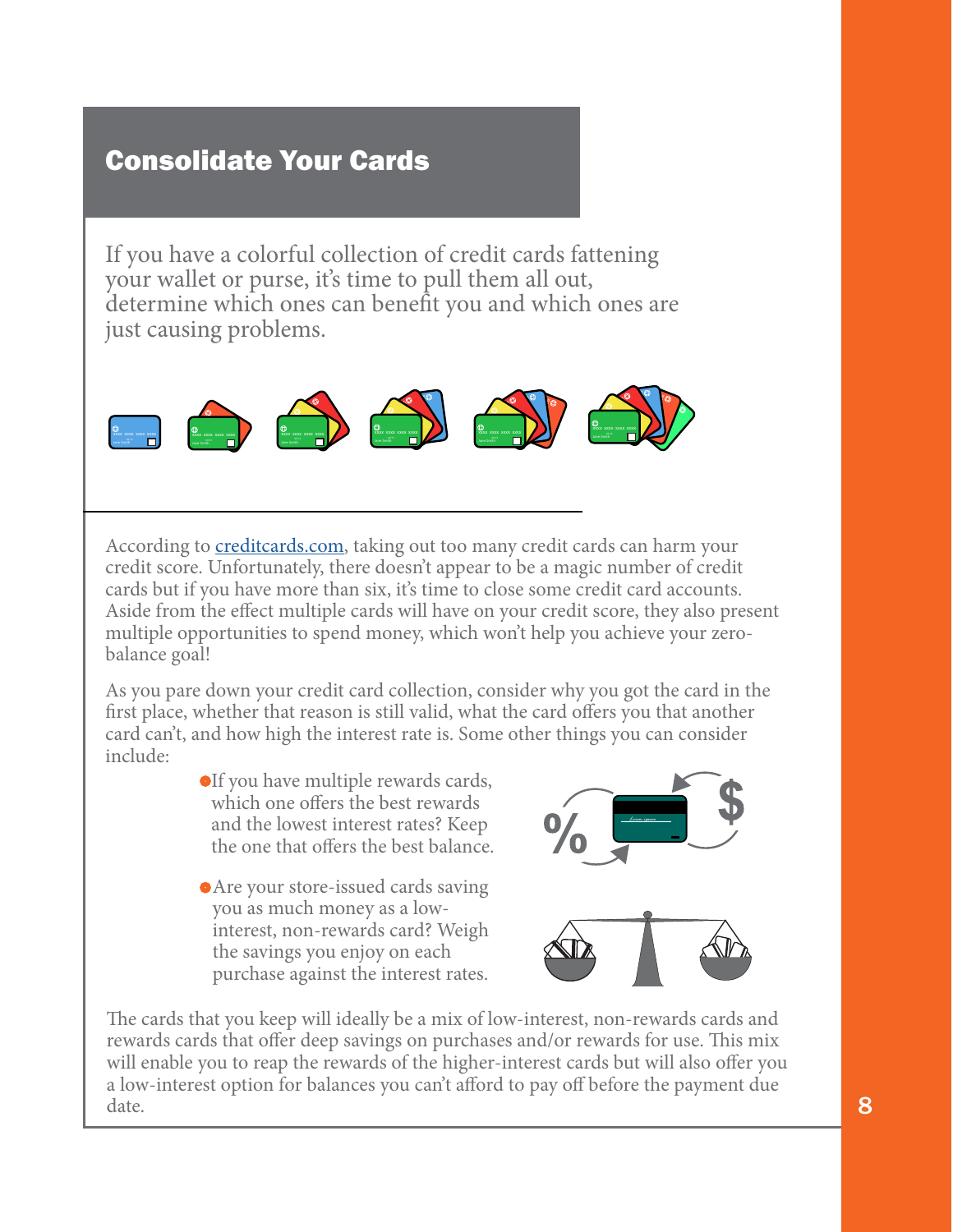## Consolidate Your Cards

If you have a colorful collection of credit cards fattening your wallet or purse, it's time to pull them all out, determine which ones can benefit you and which ones are just causing problems.

According to creditcards.com, taking out too many credit cards can harm your credit score. Unfortunately, there doesn't appear to be a magic number of credit cards but if you have more than six, it's time to close some credit card accounts. Aside from the effect multiple cards will have on your credit score, they also present multiple opportunities to spend money, which won't help you achieve your zero-balance goal!

As you pare down your credit card collection, consider why you got the card in the first place, whether that reason is still valid, what the card offers you that another card can't, and how high the interest rate is. Some other things you can consider include:

- If you have multiple rewards cards, which one offers the best rewards and the lowest interest rates? Keep the one that offers the best balance.
- Are your store-issued cards saving you as much money as a low-interest, non-rewards card? Weigh the savings you enjoy on each purchase against the interest rates.

The cards that you keep will ideally be a mix of low-interest, non-rewards cards and rewards cards that offer deep savings on purchases and/or rewards for use. This mix will enable you to reap the rewards of the higher-interest cards but will also offer you a low-interest option for balances you can't afford to pay off before the payment due date.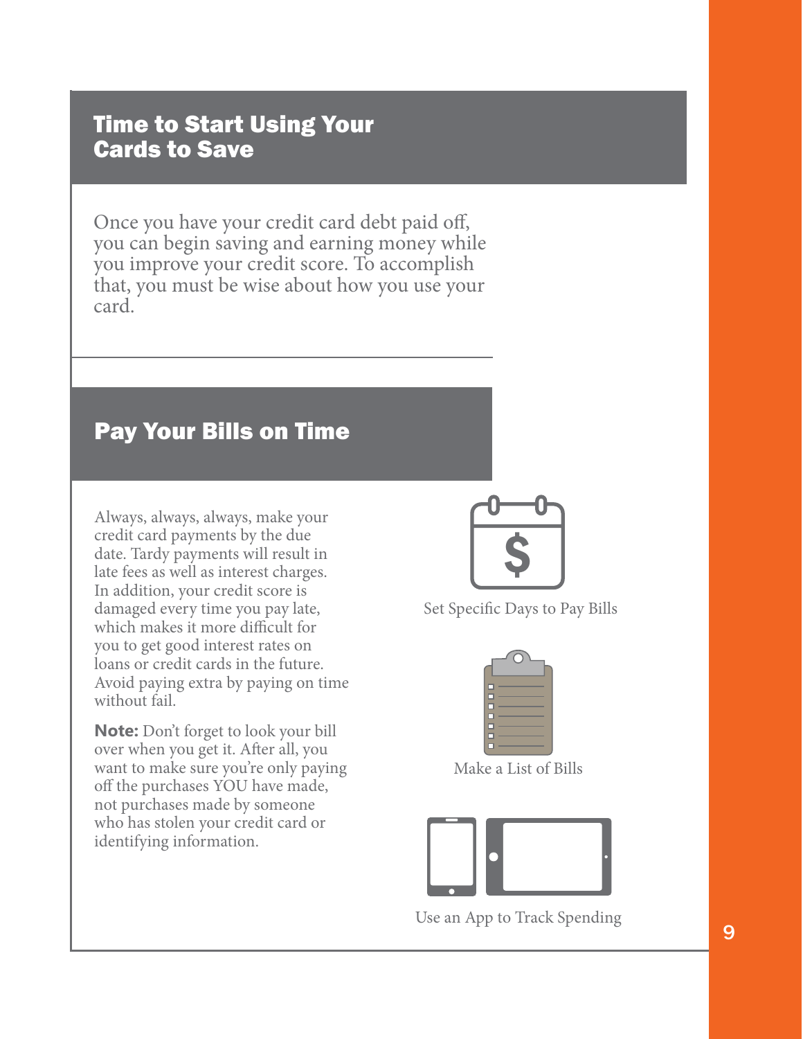## Time to Start Using Your Cards to Save

Once you have your credit card debt paid off, you can begin saving and earning money while you improve your credit score. To accomplish that, you must be wise about how you use your card.

## Pay Your Bills on Time

Always, always, always, make your credit card payments by the due date. Tardy payments will result in late fees as well as interest charges. In addition, your credit score is damaged every time you pay late, which makes it more difficult for you to get good interest rates on loans or credit cards in the future. Avoid paying extra by paying on time without fail.

**Note:** Don't forget to look your bill over when you get it. After all, you want to make sure you're only paying off the purchases YOU have made, not purchases made by someone who has stolen your credit card or identifying information.

Set Specific Days to Pay Bills

Make a List of Bills

Use an App to Track Spending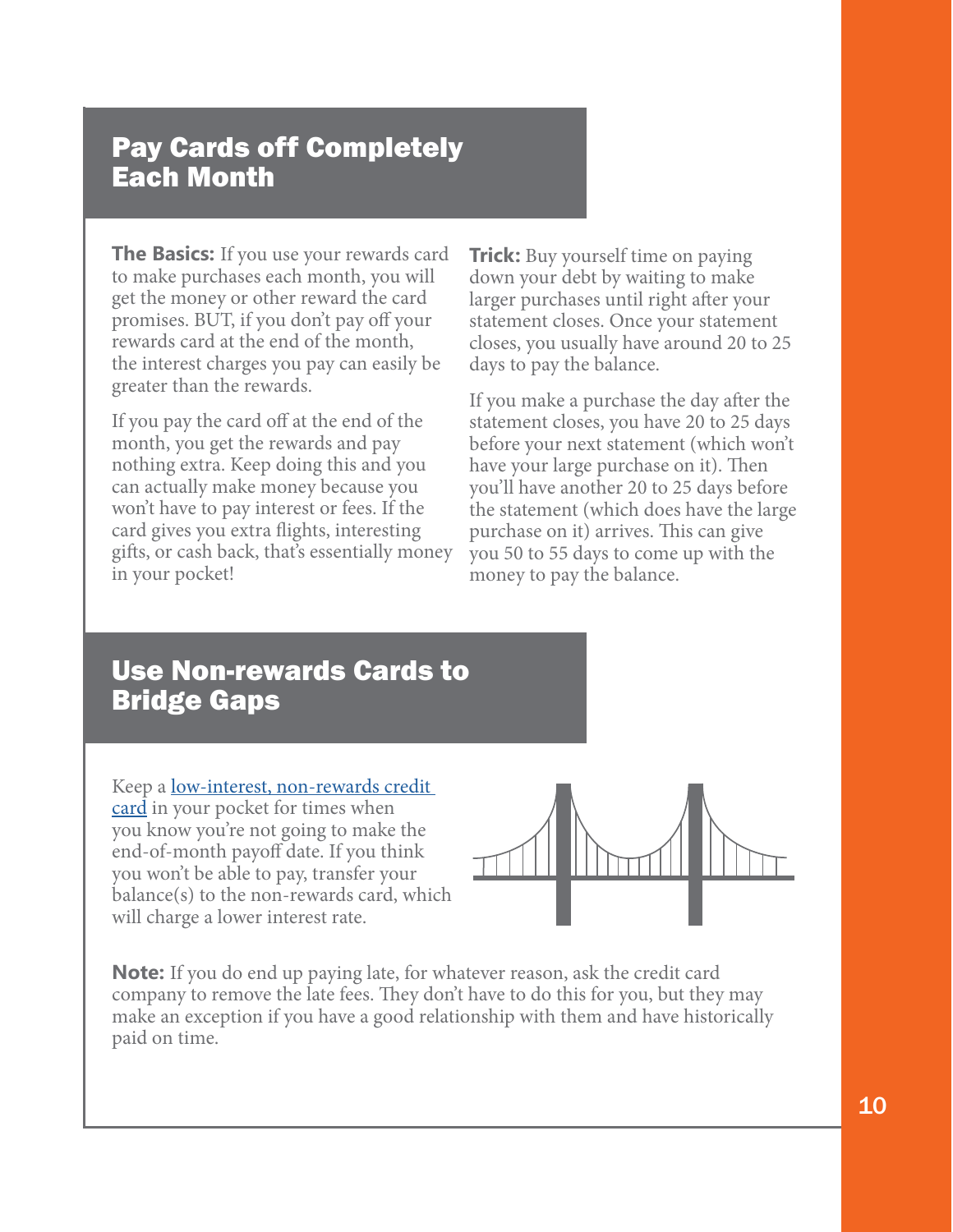## Pay Cards off Completely Each Month

**The Basics:** If you use your rewards card to make purchases each month, you will get the money or other reward the card promises. BUT, if you don't pay off your rewards card at the end of the month, the interest charges you pay can easily be greater than the rewards.

If you pay the card off at the end of the month, you get the rewards and pay nothing extra. Keep doing this and you can actually make money because you won't have to pay interest or fees. If the card gives you extra flights, interesting gifts, or cash back, that's essentially money in your pocket!

**Trick:** Buy yourself time on paying down your debt by waiting to make larger purchases until right after your statement closes. Once your statement closes, you usually have around 20 to 25 days to pay the balance.

If you make a purchase the day after the statement closes, you have 20 to 25 days before your next statement (which won't have your large purchase on it). Then you'll have another 20 to 25 days before the statement (which does have the large purchase on it) arrives. This can give you 50 to 55 days to come up with the money to pay the balance.

## Use Non-rewards Cards to Bridge Gaps

Keep a low-interest, non-rewards credit card in your pocket for times when you know you're not going to make the end-of-month payoff date. If you think you won't be able to pay, transfer your balance(s) to the non-rewards card, which will charge a lower interest rate.

**Note:** If you do end up paying late, for whatever reason, ask the credit card company to remove the late fees. They don't have to do this for you, but they may make an exception if you have a good relationship with them and have historically paid on time.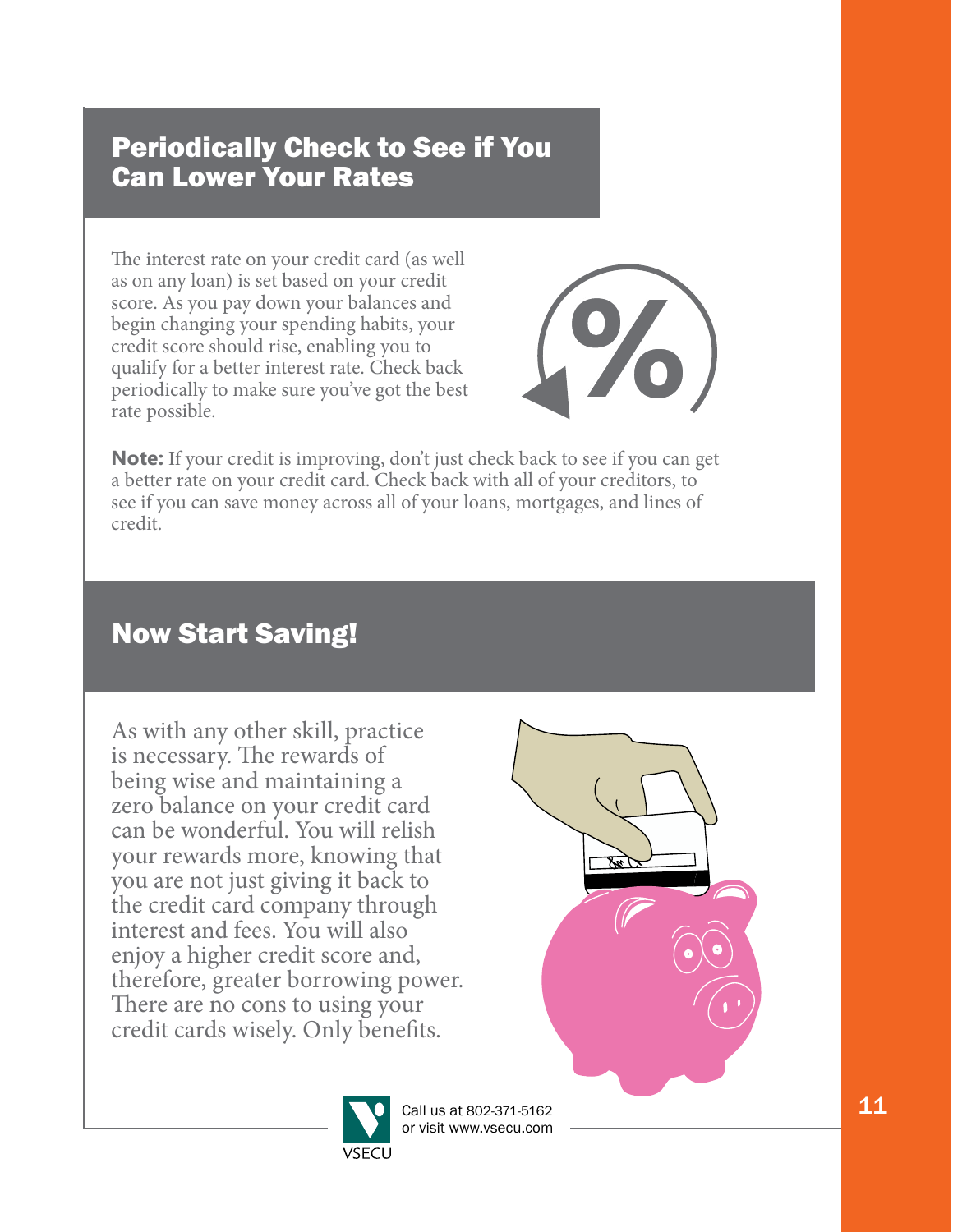## Periodically Check to See if You Can Lower Your Rates

The interest rate on your credit card (as well as on any loan) is set based on your credit score. As you pay down your balances and begin changing your spending habits, your credit score should rise, enabling you to qualify for a better interest rate. Check back periodically to make sure you've got the best rate possible.

**Note:** If your credit is improving, don't just check back to see if you can get a better rate on your credit card. Check back with all of your creditors, to see if you can save money across all of your loans, mortgages, and lines of credit.

## Now Start Saving!

As with any other skill, practice is necessary. The rewards of being wise and maintaining a zero balance on your credit card can be wonderful. You will relish your rewards more, knowing that you are not just giving it back to the credit card company through interest and fees. You will also enjoy a higher credit score and, therefore, greater borrowing power. There are no cons to using your credit cards wisely. Only benefits.

Call us at 802-371-5162 or visit www.vsecu.com